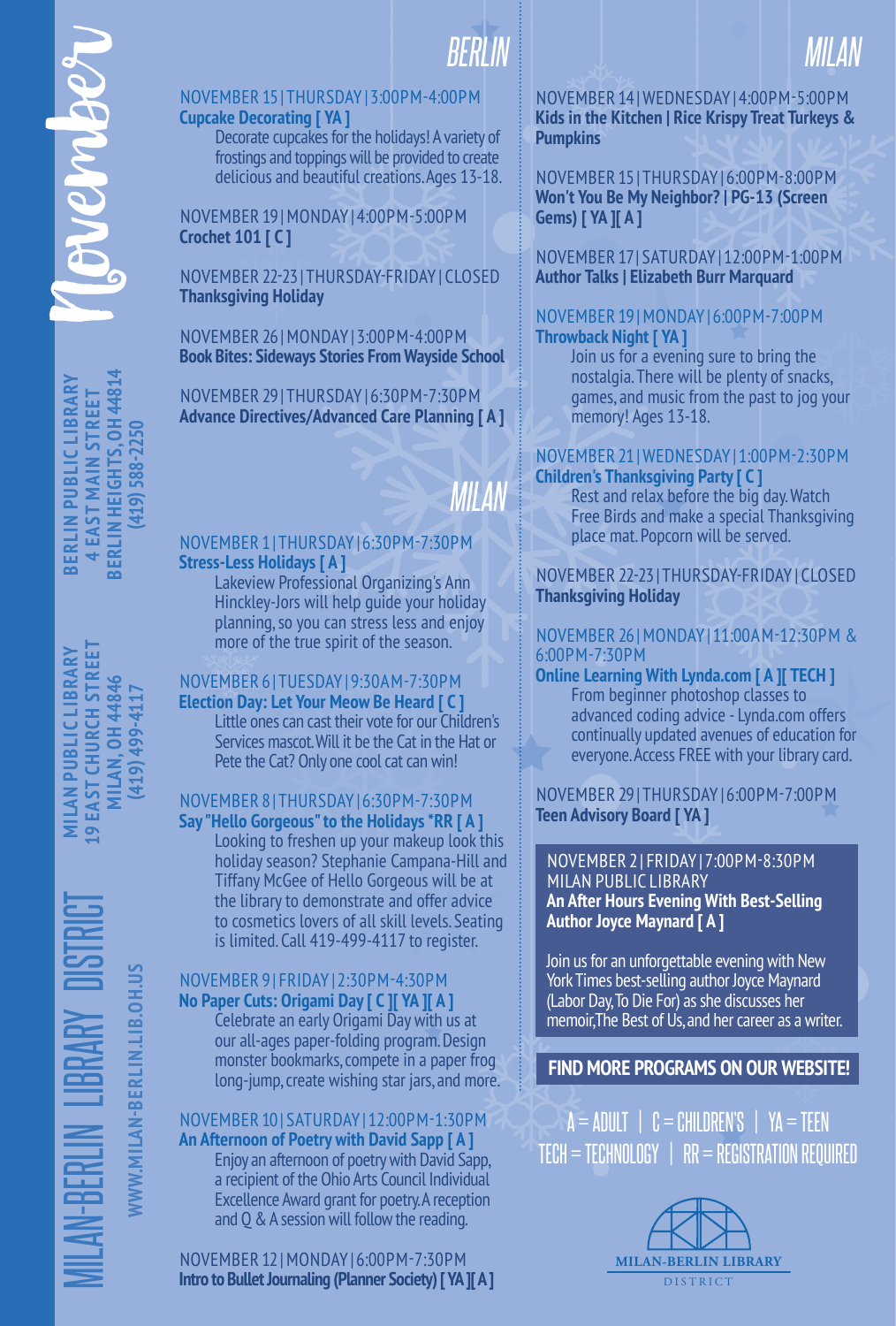# November

## MILAN-BERLIN LIBRARY DISTRICT

WWW.MILAN-BERLIN.LIB.OH.US

**MILAN PUBLIC LIBRARY**
19 EAST CHURCH STREET
MILAN, OH 44846
(419) 499-4117

**BERLIN PUBLIC LIBRARY**
4 EAST MAIN STREET
BERLIN HEIGHTS, OH 44814
(419) 588-2250

## BERLIN

NOVEMBER 15 | THURSDAY | 3:00PM-4:00PM
**Cupcake Decorating [ YA ]**
Decorate cupcakes for the holidays! A variety of frostings and toppings will be provided to create delicious and beautiful creations. Ages 13-18.

NOVEMBER 19 | MONDAY | 4:00PM-5:00PM
**Crochet 101 [ C ]**

NOVEMBER 22-23 | THURSDAY-FRIDAY | CLOSED
**Thanksgiving Holiday**

NOVEMBER 26 | MONDAY | 3:00PM-4:00PM
**Book Bites: Sideways Stories From Wayside School**

NOVEMBER 29 | THURSDAY | 6:30PM-7:30PM
**Advance Directives/Advanced Care Planning [ A ]**

## MILAN

NOVEMBER 1 | THURSDAY | 6:30PM-7:30PM
**Stress-Less Holidays [ A ]**
Lakeview Professional Organizing's Ann Hinckley-Jors will help guide your holiday planning, so you can stress less and enjoy more of the true spirit of the season.

NOVEMBER 6 | TUESDAY | 9:30AM-7:30PM
**Election Day: Let Your Meow Be Heard [ C ]**
Little ones can cast their vote for our Children's Services mascot. Will it be the Cat in the Hat or Pete the Cat? Only one cool cat can win!

NOVEMBER 8 | THURSDAY | 6:30PM-7:30PM
**Say "Hello Gorgeous" to the Holidays *RR [ A ]**
Looking to freshen up your makeup look this holiday season? Stephanie Campana-Hill and Tiffany McGee of Hello Gorgeous will be at the library to demonstrate and offer advice to cosmetics lovers of all skill levels. Seating is limited. Call 419-499-4117 to register.

NOVEMBER 9 | FRIDAY | 2:30PM-4:30PM
**No Paper Cuts: Origami Day [ C ][ YA ][ A ]**
Celebrate an early Origami Day with us at our all-ages paper-folding program. Design monster bookmarks, compete in a paper frog long-jump, create wishing star jars, and more.

NOVEMBER 10 | SATURDAY | 12:00PM-1:30PM
**An Afternoon of Poetry with David Sapp [ A ]**
Enjoy an afternoon of poetry with David Sapp, a recipient of the Ohio Arts Council Individual Excellence Award grant for poetry. A reception and Q & A session will follow the reading.

NOVEMBER 12 | MONDAY | 6:00PM-7:30PM
**Intro to Bullet Journaling (Planner Society) [ YA ][ A ]**

## MILAN

NOVEMBER 14 | WEDNESDAY | 4:00PM-5:00PM
**Kids in the Kitchen | Rice Krispy Treat Turkeys & Pumpkins**

NOVEMBER 15 | THURSDAY | 6:00PM-8:00PM
**Won't You Be My Neighbor? | PG-13 (Screen Gems) [ YA ][ A ]**

NOVEMBER 17 | SATURDAY | 12:00PM-1:00PM
**Author Talks | Elizabeth Burr Marquard**

NOVEMBER 19 | MONDAY | 6:00PM-7:00PM
**Throwback Night [ YA ]**
Join us for a evening sure to bring the nostalgia. There will be plenty of snacks, games, and music from the past to jog your memory! Ages 13-18.

NOVEMBER 21 | WEDNESDAY | 1:00PM-2:30PM
**Children's Thanksgiving Party [ C ]**
Rest and relax before the big day. Watch Free Birds and make a special Thanksgiving place mat. Popcorn will be served.

NOVEMBER 22-23 | THURSDAY-FRIDAY | CLOSED
**Thanksgiving Holiday**

NOVEMBER 26 | MONDAY | 11:00AM-12:30PM & 6:00PM-7:30PM
**Online Learning With Lynda.com [ A ][ TECH ]**
From beginner photoshop classes to advanced coding advice - Lynda.com offers continually updated avenues of education for everyone. Access FREE with your library card.

NOVEMBER 29 | THURSDAY | 6:00PM-7:00PM
**Teen Advisory Board [ YA ]**

NOVEMBER 2 | FRIDAY | 7:00PM-8:30PM
MILAN PUBLIC LIBRARY
**An After Hours Evening With Best-Selling Author Joyce Maynard [ A ]**

Join us for an unforgettable evening with New York Times best-selling author Joyce Maynard (Labor Day, To Die For) as she discusses her memoir, The Best of Us, and her career as a writer.

**FIND MORE PROGRAMS ON OUR WEBSITE!**

A = ADULT | C = CHILDREN'S | YA = TEEN
TECH = TECHNOLOGY | RR = REGISTRATION REQUIRED

MILAN-BERLIN LIBRARY DISTRICT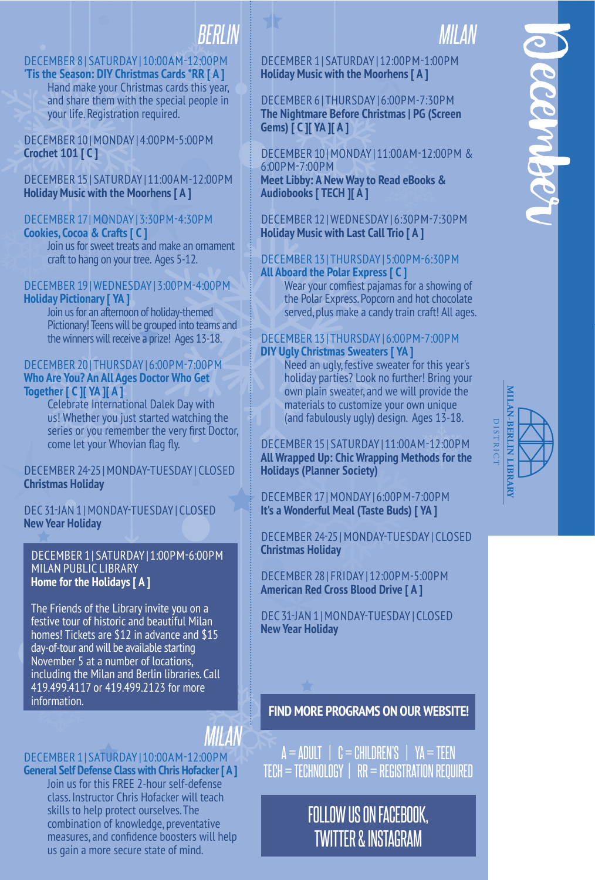# December

## BERLIN

DECEMBER 8 | SATURDAY | 10:00AM-12:00PM
**'Tis the Season: DIY Christmas Cards *RR [ A ]**
Hand make your Christmas cards this year, and share them with the special people in your life. Registration required.

DECEMBER 10 | MONDAY | 4:00PM-5:00PM
**Crochet 101 [ C ]**

DECEMBER 15 | SATURDAY | 11:00AM-12:00PM
**Holiday Music with the Moorhens [ A ]**

DECEMBER 17 | MONDAY | 3:30PM-4:30PM
**Cookies, Cocoa & Crafts [ C ]**
Join us for sweet treats and make an ornament craft to hang on your tree. Ages 5-12.

DECEMBER 19 | WEDNESDAY | 3:00PM-4:00PM
**Holiday Pictionary [ YA ]**
Join us for an afternoon of holiday-themed Pictionary! Teens will be grouped into teams and the winners will receive a prize! Ages 13-18.

DECEMBER 20 | THURSDAY | 6:00PM-7:00PM
**Who Are You? An All Ages Doctor Who Get Together [ C ][ YA ][ A ]**
Celebrate International Dalek Day with us! Whether you just started watching the series or you remember the very first Doctor, come let your Whovian flag fly.

DECEMBER 24-25 | MONDAY-TUESDAY | CLOSED
**Christmas Holiday**

DEC 31-JAN 1 | MONDAY-TUESDAY | CLOSED
**New Year Holiday**

DECEMBER 1 | SATURDAY | 1:00PM-6:00PM
MILAN PUBLIC LIBRARY
**Home for the Holidays [ A ]**

The Friends of the Library invite you on a festive tour of historic and beautiful Milan homes! Tickets are $12 in advance and $15 day-of-tour and will be available starting November 5 at a number of locations, including the Milan and Berlin libraries. Call 419.499.4117 or 419.499.2123 for more information.

## MILAN

DECEMBER 1 | SATURDAY | 10:00AM-12:00PM
**General Self Defense Class with Chris Hofacker [ A ]**
Join us for this FREE 2-hour self-defense class. Instructor Chris Hofacker will teach skills to help protect ourselves. The combination of knowledge, preventative measures, and confidence boosters will help us gain a more secure state of mind.

## MILAN

DECEMBER 1 | SATURDAY | 12:00PM-1:00PM
**Holiday Music with the Moorhens [ A ]**

DECEMBER 6 | THURSDAY | 6:00PM-7:30PM
**The Nightmare Before Christmas | PG (Screen Gems) [ C ][ YA ][ A ]**

DECEMBER 10 | MONDAY | 11:00AM-12:00PM & 6:00PM-7:00PM
**Meet Libby: A New Way to Read eBooks & Audiobooks [ TECH ][ A ]**

DECEMBER 12 | WEDNESDAY | 6:30PM-7:30PM
**Holiday Music with Last Call Trio [ A ]**

DECEMBER 13 | THURSDAY | 5:00PM-6:30PM
**All Aboard the Polar Express [ C ]**
Wear your comfiest pajamas for a showing of the Polar Express. Popcorn and hot chocolate served, plus make a candy train craft! All ages.

DECEMBER 13 | THURSDAY | 6:00PM-7:00PM
**DIY Ugly Christmas Sweaters [ YA ]**
Need an ugly, festive sweater for this year's holiday parties? Look no further! Bring your own plain sweater, and we will provide the materials to customize your own unique (and fabulously ugly) design. Ages 13-18.

DECEMBER 15 | SATURDAY | 11:00AM-12:00PM
**All Wrapped Up: Chic Wrapping Methods for the Holidays (Planner Society)**

DECEMBER 17 | MONDAY | 6:00PM-7:00PM
**It's a Wonderful Meal (Taste Buds) [ YA ]**

DECEMBER 24-25 | MONDAY-TUESDAY | CLOSED
**Christmas Holiday**

DECEMBER 28 | FRIDAY | 12:00PM-5:00PM
**American Red Cross Blood Drive [ A ]**

DEC 31-JAN 1 | MONDAY-TUESDAY | CLOSED
**New Year Holiday**

**FIND MORE PROGRAMS ON OUR WEBSITE!**

A = ADULT | C = CHILDREN'S | YA = TEEN
TECH = TECHNOLOGY | RR = REGISTRATION REQUIRED

FOLLOW US ON FACEBOOK, TWITTER & INSTAGRAM

MILAN-BERLIN LIBRARY DISTRICT